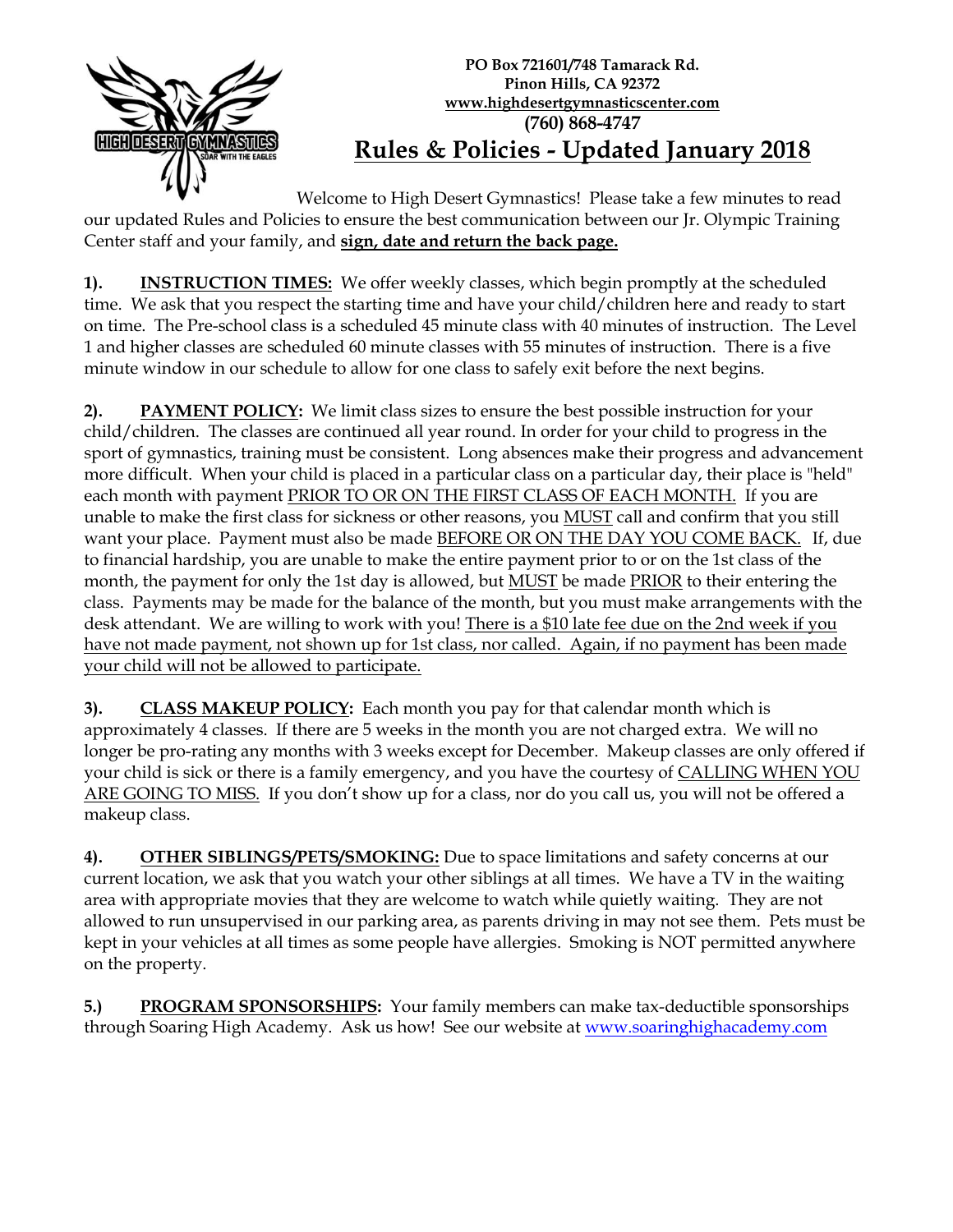PO Box 721601/748 Tamarack Rd.
Pinon Hills, CA 92372
www.highdesertgymnasticscenter.com
(760) 868-4747

# Rules & Policies - Updated January 2018

Welcome to High Desert Gymnastics! Please take a few minutes to read our updated Rules and Policies to ensure the best communication between our Jr. Olympic Training Center staff and your family, and **sign, date and return the back page.**

**1). INSTRUCTION TIMES:** We offer weekly classes, which begin promptly at the scheduled time. We ask that you respect the starting time and have your child/children here and ready to start on time. The Pre-school class is a scheduled 45 minute class with 40 minutes of instruction. The Level 1 and higher classes are scheduled 60 minute classes with 55 minutes of instruction. There is a five minute window in our schedule to allow for one class to safely exit before the next begins.

**2). PAYMENT POLICY:** We limit class sizes to ensure the best possible instruction for your child/children. The classes are continued all year round. In order for your child to progress in the sport of gymnastics, training must be consistent. Long absences make their progress and advancement more difficult. When your child is placed in a particular class on a particular day, their place is "held" each month with payment PRIOR TO OR ON THE FIRST CLASS OF EACH MONTH. If you are unable to make the first class for sickness or other reasons, you MUST call and confirm that you still want your place. Payment must also be made BEFORE OR ON THE DAY YOU COME BACK. If, due to financial hardship, you are unable to make the entire payment prior to or on the 1st class of the month, the payment for only the 1st day is allowed, but MUST be made PRIOR to their entering the class. Payments may be made for the balance of the month, but you must make arrangements with the desk attendant. We are willing to work with you! There is a $10 late fee due on the 2nd week if you have not made payment, not shown up for 1st class, nor called. Again, if no payment has been made your child will not be allowed to participate.

**3). CLASS MAKEUP POLICY:** Each month you pay for that calendar month which is approximately 4 classes. If there are 5 weeks in the month you are not charged extra. We will no longer be pro-rating any months with 3 weeks except for December. Makeup classes are only offered if your child is sick or there is a family emergency, and you have the courtesy of CALLING WHEN YOU ARE GOING TO MISS. If you don't show up for a class, nor do you call us, you will not be offered a makeup class.

**4). OTHER SIBLINGS/PETS/SMOKING:** Due to space limitations and safety concerns at our current location, we ask that you watch your other siblings at all times. We have a TV in the waiting area with appropriate movies that they are welcome to watch while quietly waiting. They are not allowed to run unsupervised in our parking area, as parents driving in may not see them. Pets must be kept in your vehicles at all times as some people have allergies. Smoking is NOT permitted anywhere on the property.

**5.) PROGRAM SPONSORSHIPS:** Your family members can make tax-deductible sponsorships through Soaring High Academy. Ask us how! See our website at www.soaringhighacademy.com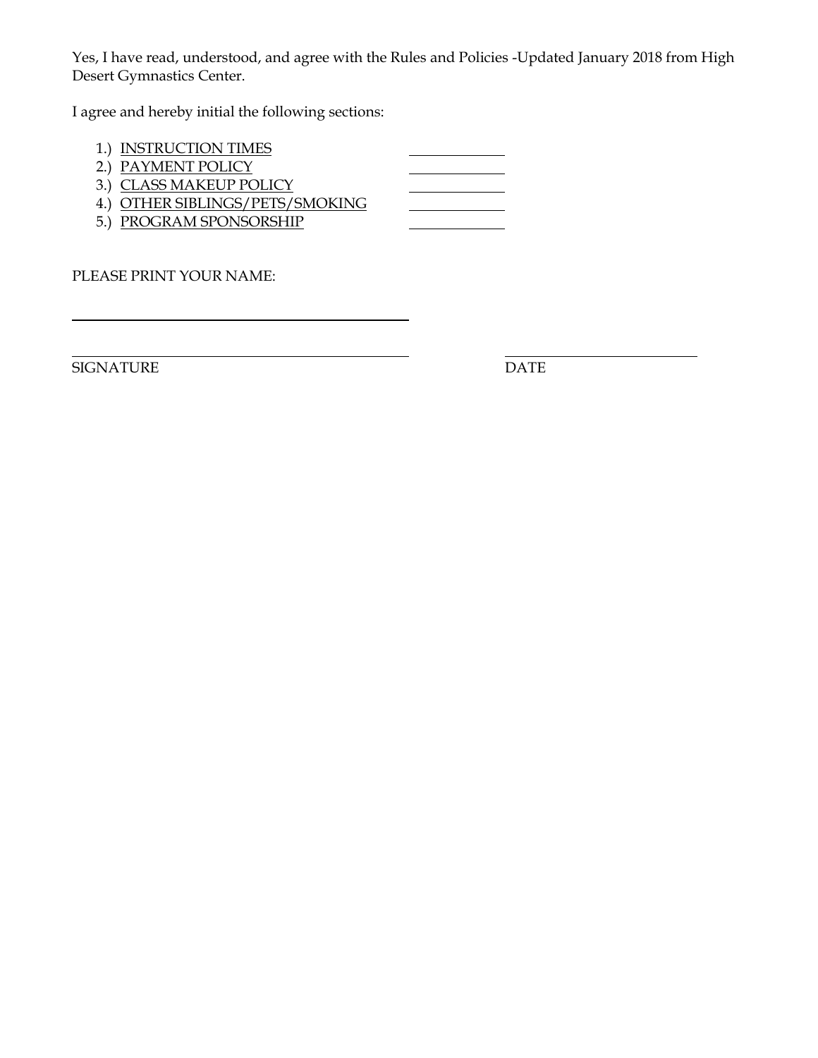Yes, I have read, understood, and agree with the Rules and Policies -Updated January 2018 from High Desert Gymnastics Center.

I agree and hereby initial the following sections:

1.) INSTRUCTION TIMES ____________
2.) PAYMENT POLICY ____________
3.) CLASS MAKEUP POLICY ____________
4.) OTHER SIBLINGS/PETS/SMOKING ____________
5.) PROGRAM SPONSORSHIP ____________

PLEASE PRINT YOUR NAME:

______________________________________

______________________________________ ______________________
SIGNATURE DATE